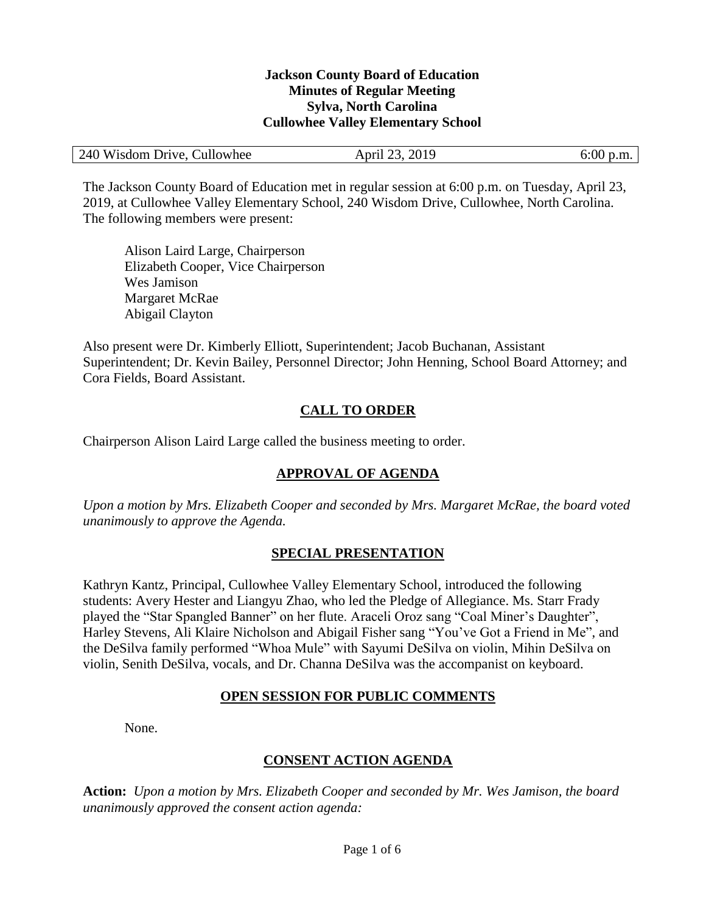**Jackson County Board of Education**
**Minutes of Regular Meeting**
**Sylva, North Carolina**
**Cullowhee Valley Elementary School**

| 240 Wisdom Drive, Cullowhee | April 23, 2019 | 6:00 p.m. |
| --- | --- | --- |

The Jackson County Board of Education met in regular session at 6:00 p.m. on Tuesday, April 23, 2019, at Cullowhee Valley Elementary School, 240 Wisdom Drive, Cullowhee, North Carolina. The following members were present:

Alison Laird Large, Chairperson
Elizabeth Cooper, Vice Chairperson
Wes Jamison
Margaret McRae
Abigail Clayton

Also present were Dr. Kimberly Elliott, Superintendent; Jacob Buchanan, Assistant Superintendent; Dr. Kevin Bailey, Personnel Director; John Henning, School Board Attorney; and Cora Fields, Board Assistant.

## CALL TO ORDER

Chairperson Alison Laird Large called the business meeting to order.

## APPROVAL OF AGENDA

*Upon a motion by Mrs. Elizabeth Cooper and seconded by Mrs. Margaret McRae, the board voted unanimously to approve the Agenda.*

## SPECIAL PRESENTATION

Kathryn Kantz, Principal, Cullowhee Valley Elementary School, introduced the following students: Avery Hester and Liangyu Zhao, who led the Pledge of Allegiance. Ms. Starr Frady played the "Star Spangled Banner" on her flute. Araceli Oroz sang "Coal Miner's Daughter", Harley Stevens, Ali Klaire Nicholson and Abigail Fisher sang "You've Got a Friend in Me", and the DeSilva family performed "Whoa Mule" with Sayumi DeSilva on violin, Mihin DeSilva on violin, Senith DeSilva, vocals, and Dr. Channa DeSilva was the accompanist on keyboard.

## OPEN SESSION FOR PUBLIC COMMENTS

None.

## CONSENT ACTION AGENDA

**Action:** *Upon a motion by Mrs. Elizabeth Cooper and seconded by Mr. Wes Jamison, the board unanimously approved the consent action agenda:*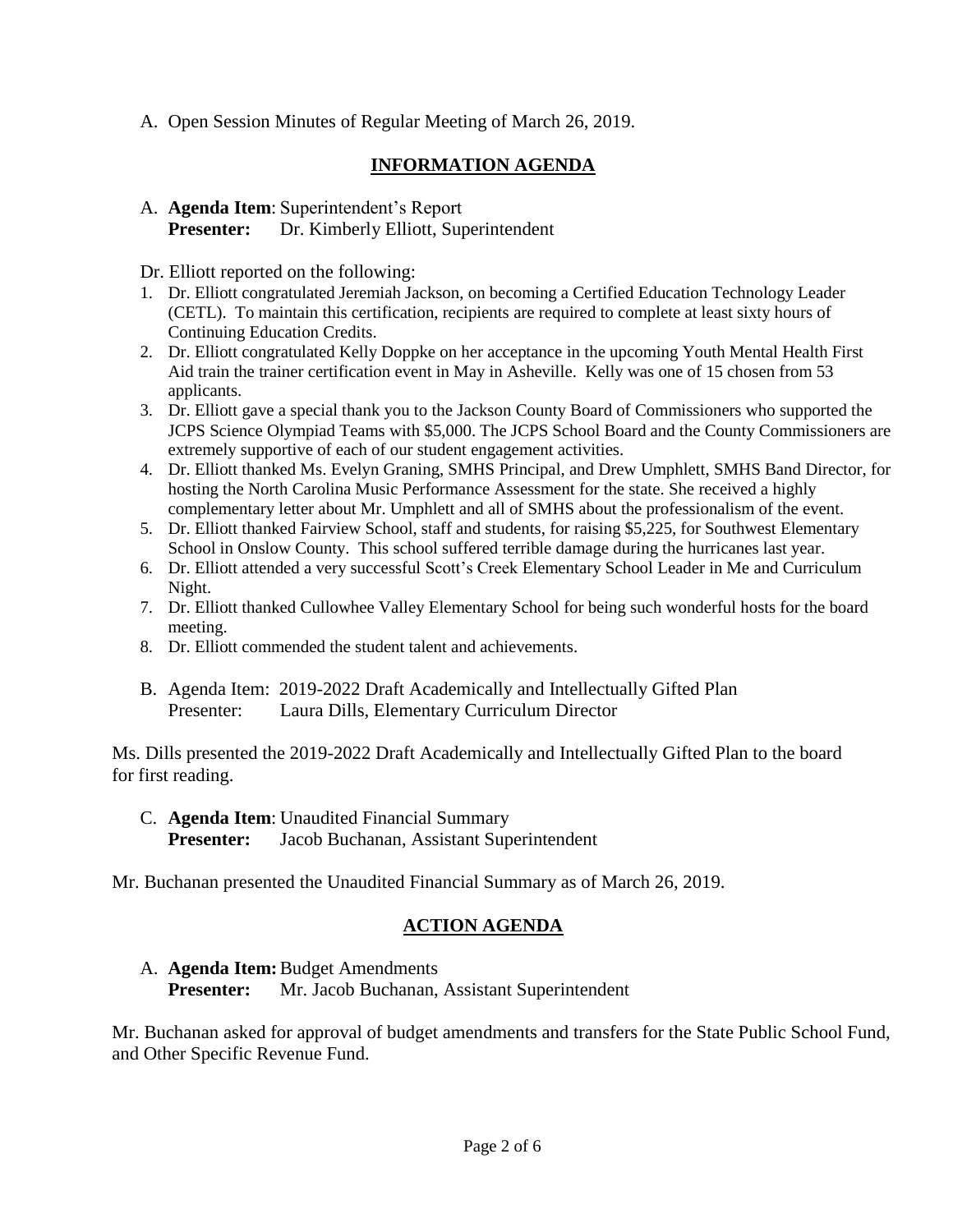A. Open Session Minutes of Regular Meeting of March 26, 2019.

## INFORMATION AGENDA

A. **Agenda Item**: Superintendent's Report
   **Presenter:** Dr. Kimberly Elliott, Superintendent

Dr. Elliott reported on the following:

1. Dr. Elliott congratulated Jeremiah Jackson, on becoming a Certified Education Technology Leader (CETL). To maintain this certification, recipients are required to complete at least sixty hours of Continuing Education Credits.
2. Dr. Elliott congratulated Kelly Doppke on her acceptance in the upcoming Youth Mental Health First Aid train the trainer certification event in May in Asheville. Kelly was one of 15 chosen from 53 applicants.
3. Dr. Elliott gave a special thank you to the Jackson County Board of Commissioners who supported the JCPS Science Olympiad Teams with $5,000. The JCPS School Board and the County Commissioners are extremely supportive of each of our student engagement activities.
4. Dr. Elliott thanked Ms. Evelyn Graning, SMHS Principal, and Drew Umphlett, SMHS Band Director, for hosting the North Carolina Music Performance Assessment for the state. She received a highly complementary letter about Mr. Umphlett and all of SMHS about the professionalism of the event.
5. Dr. Elliott thanked Fairview School, staff and students, for raising $5,225, for Southwest Elementary School in Onslow County. This school suffered terrible damage during the hurricanes last year.
6. Dr. Elliott attended a very successful Scott's Creek Elementary School Leader in Me and Curriculum Night.
7. Dr. Elliott thanked Cullowhee Valley Elementary School for being such wonderful hosts for the board meeting.
8. Dr. Elliott commended the student talent and achievements.

B. Agenda Item: 2019-2022 Draft Academically and Intellectually Gifted Plan
   Presenter: Laura Dills, Elementary Curriculum Director

Ms. Dills presented the 2019-2022 Draft Academically and Intellectually Gifted Plan to the board for first reading.

C. **Agenda Item**: Unaudited Financial Summary
   **Presenter:** Jacob Buchanan, Assistant Superintendent

Mr. Buchanan presented the Unaudited Financial Summary as of March 26, 2019.

## ACTION AGENDA

A. **Agenda Item:** Budget Amendments
   **Presenter:** Mr. Jacob Buchanan, Assistant Superintendent

Mr. Buchanan asked for approval of budget amendments and transfers for the State Public School Fund, and Other Specific Revenue Fund.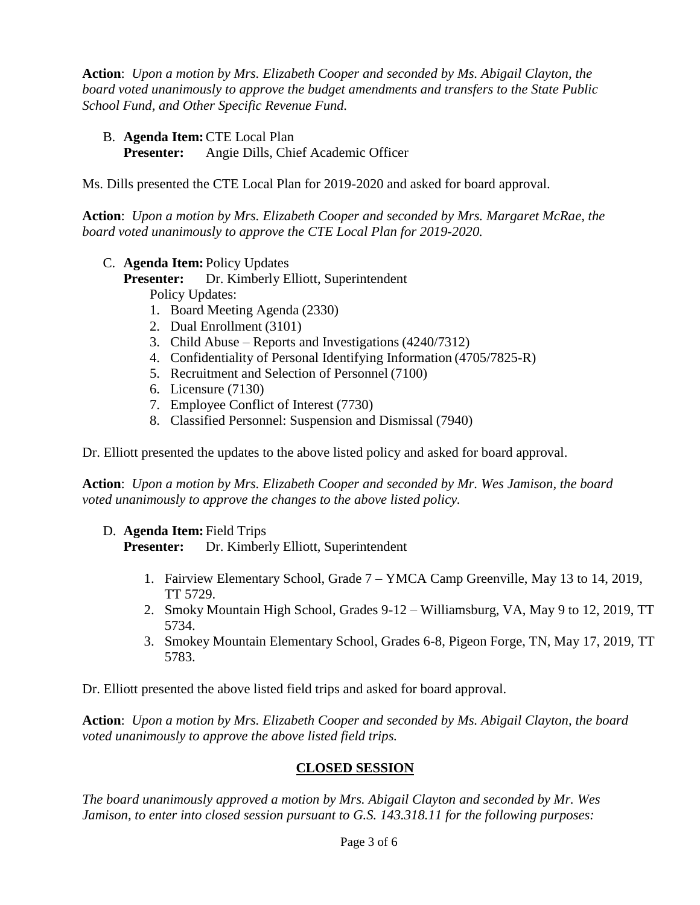**Action**: *Upon a motion by Mrs. Elizabeth Cooper and seconded by Ms. Abigail Clayton, the board voted unanimously to approve the budget amendments and transfers to the State Public School Fund, and Other Specific Revenue Fund.*

B. **Agenda Item:** CTE Local Plan
**Presenter:** Angie Dills, Chief Academic Officer

Ms. Dills presented the CTE Local Plan for 2019-2020 and asked for board approval.

**Action**: *Upon a motion by Mrs. Elizabeth Cooper and seconded by Mrs. Margaret McRae, the board voted unanimously to approve the CTE Local Plan for 2019-2020.*

C. **Agenda Item:** Policy Updates
**Presenter:** Dr. Kimberly Elliott, Superintendent
Policy Updates:
1. Board Meeting Agenda (2330)
2. Dual Enrollment (3101)
3. Child Abuse – Reports and Investigations (4240/7312)
4. Confidentiality of Personal Identifying Information (4705/7825-R)
5. Recruitment and Selection of Personnel (7100)
6. Licensure (7130)
7. Employee Conflict of Interest (7730)
8. Classified Personnel: Suspension and Dismissal (7940)

Dr. Elliott presented the updates to the above listed policy and asked for board approval.

**Action**: *Upon a motion by Mrs. Elizabeth Cooper and seconded by Mr. Wes Jamison, the board voted unanimously to approve the changes to the above listed policy.*

D. **Agenda Item:** Field Trips
**Presenter:** Dr. Kimberly Elliott, Superintendent

1. Fairview Elementary School, Grade 7 – YMCA Camp Greenville, May 13 to 14, 2019, TT 5729.
2. Smoky Mountain High School, Grades 9-12 – Williamsburg, VA, May 9 to 12, 2019, TT 5734.
3. Smokey Mountain Elementary School, Grades 6-8, Pigeon Forge, TN, May 17, 2019, TT 5783.

Dr. Elliott presented the above listed field trips and asked for board approval.

**Action**: *Upon a motion by Mrs. Elizabeth Cooper and seconded by Ms. Abigail Clayton, the board voted unanimously to approve the above listed field trips.*

## CLOSED SESSION

*The board unanimously approved a motion by Mrs. Abigail Clayton and seconded by Mr. Wes Jamison, to enter into closed session pursuant to G.S. 143.318.11 for the following purposes:*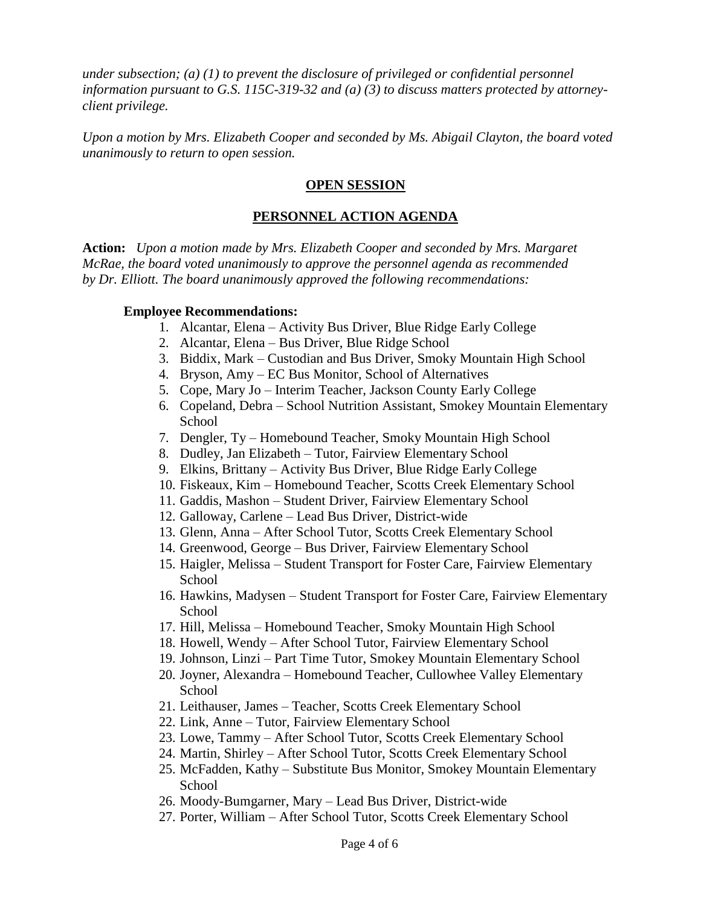*under subsection; (a) (1) to prevent the disclosure of privileged or confidential personnel information pursuant to G.S. 115C-319-32 and (a) (3) to discuss matters protected by attorney-client privilege.*

*Upon a motion by Mrs. Elizabeth Cooper and seconded by Ms. Abigail Clayton, the board voted unanimously to return to open session.*

## OPEN SESSION

## PERSONNEL ACTION AGENDA

**Action:** *Upon a motion made by Mrs. Elizabeth Cooper and seconded by Mrs. Margaret McRae, the board voted unanimously to approve the personnel agenda as recommended by Dr. Elliott. The board unanimously approved the following recommendations:*

**Employee Recommendations:**

1. Alcantar, Elena – Activity Bus Driver, Blue Ridge Early College
2. Alcantar, Elena – Bus Driver, Blue Ridge School
3. Biddix, Mark – Custodian and Bus Driver, Smoky Mountain High School
4. Bryson, Amy – EC Bus Monitor, School of Alternatives
5. Cope, Mary Jo – Interim Teacher, Jackson County Early College
6. Copeland, Debra – School Nutrition Assistant, Smokey Mountain Elementary School
7. Dengler, Ty – Homebound Teacher, Smoky Mountain High School
8. Dudley, Jan Elizabeth – Tutor, Fairview Elementary School
9. Elkins, Brittany – Activity Bus Driver, Blue Ridge Early College
10. Fiskeaux, Kim – Homebound Teacher, Scotts Creek Elementary School
11. Gaddis, Mashon – Student Driver, Fairview Elementary School
12. Galloway, Carlene – Lead Bus Driver, District-wide
13. Glenn, Anna – After School Tutor, Scotts Creek Elementary School
14. Greenwood, George – Bus Driver, Fairview Elementary School
15. Haigler, Melissa – Student Transport for Foster Care, Fairview Elementary School
16. Hawkins, Madysen – Student Transport for Foster Care, Fairview Elementary School
17. Hill, Melissa – Homebound Teacher, Smoky Mountain High School
18. Howell, Wendy – After School Tutor, Fairview Elementary School
19. Johnson, Linzi – Part Time Tutor, Smokey Mountain Elementary School
20. Joyner, Alexandra – Homebound Teacher, Cullowhee Valley Elementary School
21. Leithauser, James – Teacher, Scotts Creek Elementary School
22. Link, Anne – Tutor, Fairview Elementary School
23. Lowe, Tammy – After School Tutor, Scotts Creek Elementary School
24. Martin, Shirley – After School Tutor, Scotts Creek Elementary School
25. McFadden, Kathy – Substitute Bus Monitor, Smokey Mountain Elementary School
26. Moody-Bumgarner, Mary – Lead Bus Driver, District-wide
27. Porter, William – After School Tutor, Scotts Creek Elementary School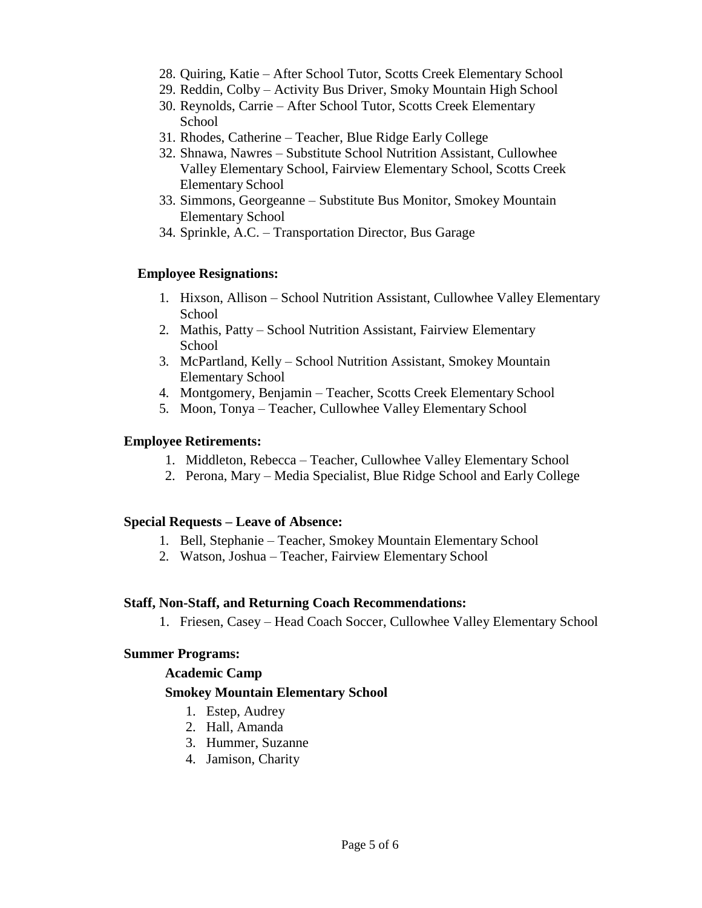28. Quiring, Katie – After School Tutor, Scotts Creek Elementary School
29. Reddin, Colby – Activity Bus Driver, Smoky Mountain High School
30. Reynolds, Carrie – After School Tutor, Scotts Creek Elementary School
31. Rhodes, Catherine – Teacher, Blue Ridge Early College
32. Shnawa, Nawres – Substitute School Nutrition Assistant, Cullowhee Valley Elementary School, Fairview Elementary School, Scotts Creek Elementary School
33. Simmons, Georgeanne – Substitute Bus Monitor, Smokey Mountain Elementary School
34. Sprinkle, A.C. – Transportation Director, Bus Garage

**Employee Resignations:**

1. Hixson, Allison – School Nutrition Assistant, Cullowhee Valley Elementary School
2. Mathis, Patty – School Nutrition Assistant, Fairview Elementary School
3. McPartland, Kelly – School Nutrition Assistant, Smokey Mountain Elementary School
4. Montgomery, Benjamin – Teacher, Scotts Creek Elementary School
5. Moon, Tonya – Teacher, Cullowhee Valley Elementary School

**Employee Retirements:**

1. Middleton, Rebecca – Teacher, Cullowhee Valley Elementary School
2. Perona, Mary – Media Specialist, Blue Ridge School and Early College

**Special Requests – Leave of Absence:**

1. Bell, Stephanie – Teacher, Smokey Mountain Elementary School
2. Watson, Joshua – Teacher, Fairview Elementary School

**Staff, Non-Staff, and Returning Coach Recommendations:**

1. Friesen, Casey – Head Coach Soccer, Cullowhee Valley Elementary School

**Summer Programs:**

**Academic Camp**

**Smokey Mountain Elementary School**

1. Estep, Audrey
2. Hall, Amanda
3. Hummer, Suzanne
4. Jamison, Charity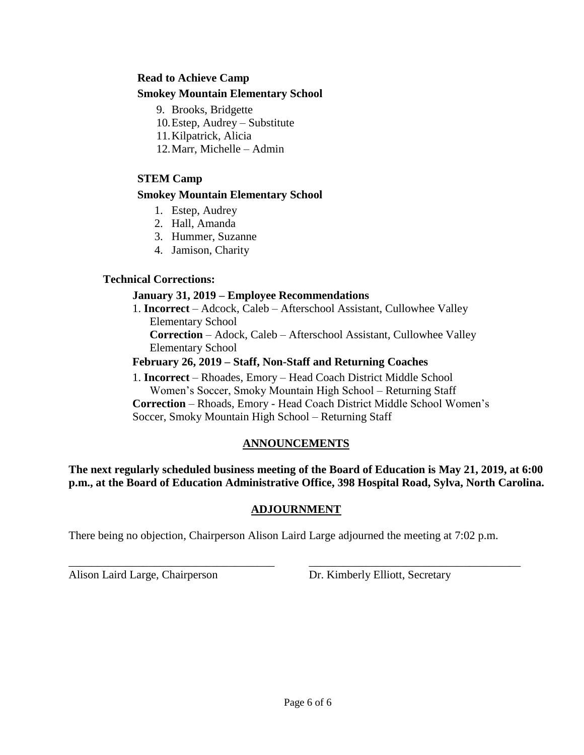**Read to Achieve Camp**

**Smokey Mountain Elementary School**

9. Brooks, Bridgette
10. Estep, Audrey – Substitute
11. Kilpatrick, Alicia
12. Marr, Michelle – Admin

**STEM Camp**

**Smokey Mountain Elementary School**

1. Estep, Audrey
2. Hall, Amanda
3. Hummer, Suzanne
4. Jamison, Charity

**Technical Corrections:**

**January 31, 2019 – Employee Recommendations**

1. **Incorrect** – Adcock, Caleb – Afterschool Assistant, Cullowhee Valley Elementary School
   **Correction** – Adock, Caleb – Afterschool Assistant, Cullowhee Valley Elementary School

**February 26, 2019 – Staff, Non-Staff and Returning Coaches**

1. **Incorrect** – Rhoades, Emory – Head Coach District Middle School Women's Soccer, Smoky Mountain High School – Returning Staff
   **Correction** – Rhoads, Emory - Head Coach District Middle School Women's Soccer, Smoky Mountain High School – Returning Staff

## ANNOUNCEMENTS

**The next regularly scheduled business meeting of the Board of Education is May 21, 2019, at 6:00 p.m., at the Board of Education Administrative Office, 398 Hospital Road, Sylva, North Carolina.**

## ADJOURNMENT

There being no objection, Chairperson Alison Laird Large adjourned the meeting at 7:02 p.m.

\_\_\_\_\_\_\_\_\_\_\_\_\_\_\_\_\_\_\_\_\_\_\_\_\_\_\_\_\_\_\_\_\_\_\_\_
Alison Laird Large, Chairperson

\_\_\_\_\_\_\_\_\_\_\_\_\_\_\_\_\_\_\_\_\_\_\_\_\_\_\_\_\_\_\_\_\_\_\_\_
Dr. Kimberly Elliott, Secretary